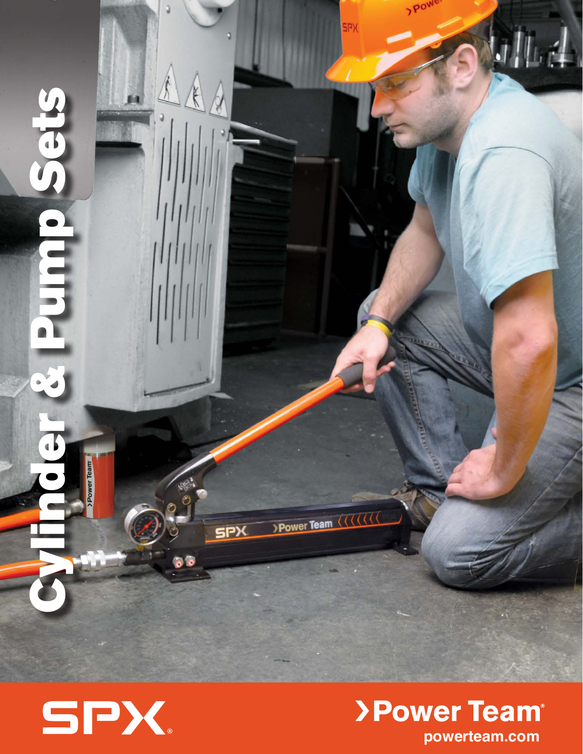# Cylinder & Pump Sets

SPX

Power Team®

powerteam.com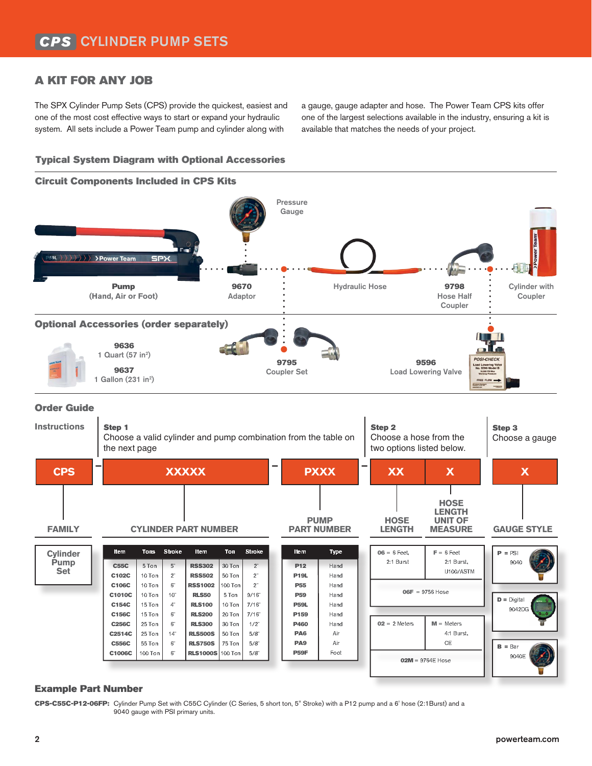# CPS CYLINDER PUMP SETS

## A KIT FOR ANY JOB

The SPX Cylinder Pump Sets (CPS) provide the quickest, easiest and one of the most cost effective ways to start or expand your hydraulic system. All sets include a Power Team pump and cylinder along with a gauge, gauge adapter and hose. The Power Team CPS kits offer one of the largest selections available in the industry, ensuring a kit is available that matches the needs of your project.

### Typical System Diagram with Optional Accessories

#### Circuit Components Included in CPS Kits

- **Pump** (Hand, Air or Foot)
- Pressure Gauge
- **9670** Adaptor
- Hydraulic Hose
- **9798** Hose Half Coupler
- Cylinder with Coupler

#### Optional Accessories (order separately)

- **9636** 1 Quart (57 in$^3$)
- **9637** 1 Gallon (231 in$^3$)
- **9795** Coupler Set
- **9596** Load Lowering Valve

### Order Guide

**Instructions**

**Step 1** Choose a valid cylinder and pump combination from the table on the next page

**Step 2** Choose a hose from the two options listed below.

**Step 3** Choose a gauge

**CPS** – **XXXXX** – **PXXX** – **XX** **X** **X**

| FAMILY | CYLINDER PART NUMBER | PUMP PART NUMBER | HOSE LENGTH | HOSE LENGTH UNIT OF MEASURE | GAUGE STYLE |
|---|---|---|---|---|---|

**FAMILY:** Cylinder Pump Set

**CYLINDER PART NUMBER:**

| Item | Tons | Stroke | Item | Ton | Stroke |
|---|---|---|---|---|---|
| C55C | 5 Ton | 5" | RSS302 | 30 Ton | 2" |
| C102C | 10 Ton | 2" | RSS502 | 50 Ton | 2" |
| C106C | 10 Ton | 6" | RSS1002 | 100 Ton | 2" |
| C1010C | 10 Ton | 10" | RLS50 | 5 Ton | 9/16" |
| C154C | 15 Ton | 4" | RLS100 | 10 Ton | 7/16" |
| C156C | 15 Ton | 6" | RLS200 | 20 Ton | 7/16" |
| C256C | 25 Ton | 6" | RLS300 | 30 Ton | 1/2" |
| C2514C | 25 Ton | 14" | RLS500S | 50 Ton | 5/8" |
| C556C | 55 Ton | 6" | RLS750S | 75 Ton | 5/8" |
| C1006C | 100 Ton | 6" | RLS1000S | 100 Ton | 5/8" |

**PUMP PART NUMBER:**

| Item | Type |
|---|---|
| P12 | Hand |
| P19L | Hand |
| P55 | Hand |
| P59 | Hand |
| P59L | Hand |
| P159 | Hand |
| P460 | Hand |
| PA6 | Air |
| PA9 | Air |
| P59F | Foot |

**HOSE LENGTH / UNIT OF MEASURE:**

| HOSE LENGTH | UNIT OF MEASURE |
|---|---|
| 06 = 6 Feet, 2:1 Burst | F = 6 Feet 2:1 Burst, IJ100/ASTM |
| 06F = 9756 Hose | |
| 02 = 2 Meters | M = Meters 4:1 Burst, CE |
| 02M = 9764E Hose | |

**GAUGE STYLE:**

- P = PSI 9040
- D = Digital 9042DG
- B = Bar 9040E

### Example Part Number

**CPS-C55C-P12-06FP:** Cylinder Pump Set with C55C Cylinder (C Series, 5 short ton, 5" Stroke) with a P12 pump and a 6' hose (2:1Burst) and a 9040 gauge with PSI primary units.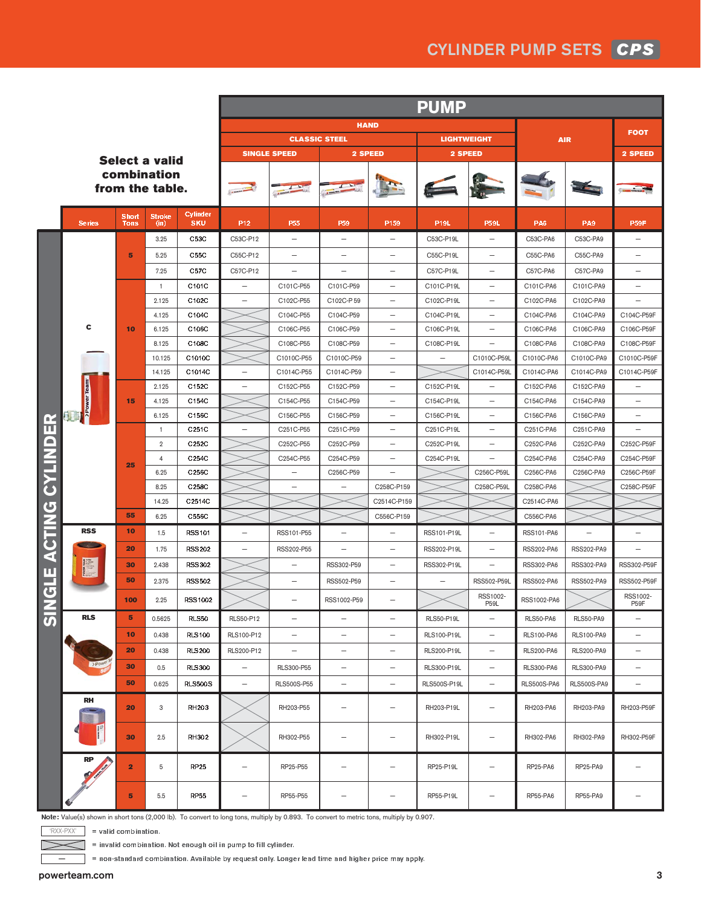# CYLINDER PUMP SETS CPS

**Select a valid combination from the table.**

| | | | | PUMP | | | | | | | | |
|---|---|---|---|---|---|---|---|---|---|---|---|---|
| | | | | HAND | | | | | | AIR | | FOOT |
| | | | | CLASSIC STEEL | | | | LIGHTWEIGHT | | | | |
| | | | | SINGLE SPEED | | 2 SPEED | | 2 SPEED | | | | 2 SPEED |
| **Series** | **Short Tons** | **Stroke (in)** | **Cylinder SKU** | **P12** | **P55** | **P59** | **P159** | **P19L** | **P59L** | **PA6** | **PA9** | **P59F** |
| **SINGLE ACTING CYLINDER** | | | | | | | | | | | | |
| C | 5 | 3.25 | C53C | C53C-P12 | – | – | – | C53C-P19L | – | C53C-PA6 | C53C-PA9 | – |
| C | 5 | 5.25 | C55C | C55C-P12 | – | – | – | C55C-P19L | – | C55C-PA6 | C55C-PA9 | – |
| C | 5 | 7.25 | C57C | C57C-P12 | – | – | – | C57C-P19L | – | C57C-PA6 | C57C-PA9 | – |
| C | 10 | 1 | C101C | – | C101C-P55 | C101C-P59 | – | C101C-P19L | – | C101C-PA6 | C101C-PA9 | – |
| C | 10 | 2.125 | C102C | – | C102C-P55 | C102C-P 59 | – | C102C-P19L | – | C102C-PA6 | C102C-PA9 | – |
| C | 10 | 4.125 | C104C | ☒ | C104C-P55 | C104C-P59 | – | C104C-P19L | – | C104C-PA6 | C104C-PA9 | C104C-P59F |
| C | 10 | 6.125 | C106C | ☒ | C106C-P55 | C106C-P59 | – | C106C-P19L | – | C106C-PA6 | C106C-PA9 | C106C-P59F |
| C | 10 | 8.125 | C108C | ☒ | C108C-P55 | C108C-P59 | – | C108C-P19L | – | C108C-PA6 | C108C-PA9 | C108C-P59F |
| C | 10 | 10.125 | C1010C | ☒ | C1010C-P55 | C1010C-P59 | – | – | C1010C-P59L | C1010C-PA6 | C1010C-PA9 | C1010C-P59F |
| C | 10 | 14.125 | C1014C | – | C1014C-P55 | C1014C-P59 | – | ☒ | C1014C-P59L | C1014C-PA6 | C1014C-PA9 | C1014C-P59F |
| C | 15 | 2.125 | C152C | – | C152C-P55 | C152C-P59 | – | C152C-P19L | – | C152C-PA6 | C152C-PA9 | – |
| C | 15 | 4.125 | C154C | ☒ | C154C-P55 | C154C-P59 | – | C154C-P19L | – | C154C-PA6 | C154C-PA9 | – |
| C | 15 | 6.125 | C156C | ☒ | C156C-P55 | C156C-P59 | – | C156C-P19L | – | C156C-PA6 | C156C-PA9 | – |
| C | 25 | 1 | C251C | – | C251C-P55 | C251C-P59 | – | C251C-P19L | – | C251C-PA6 | C251C-PA9 | – |
| C | 25 | 2 | C252C | ☒ | C252C-P55 | C252C-P59 | – | C252C-P19L | – | C252C-PA6 | C252C-PA9 | C252C-P59F |
| C | 25 | 4 | C254C | ☒ | C254C-P55 | C254C-P59 | – | C254C-P19L | – | C254C-PA6 | C254C-PA9 | C254C-P59F |
| C | 25 | 6.25 | C256C | ☒ | – | C256C-P59 | – | ☒ | C256C-P59L | C256C-PA6 | C256C-PA9 | C256C-P59F |
| C | 25 | 8.25 | C258C | ☒ | – | – | C258C-P159 | ☒ | C258C-P59L | C258C-PA6 | C258C-PA9 | C258C-P59F |
| C | 25 | 14.25 | C2514C | ☒ | ☒ | ☒ | C2514C-P159 | ☒ | ☒ | C2514C-PA6 | ☒ | ☒ |
| C | 55 | 6.25 | C556C | ☒ | ☒ | ☒ | C556C-P159 | ☒ | ☒ | C556C-PA6 | ☒ | ☒ |
| RSS | 10 | 1.5 | RSS101 | – | RSS101-P55 | – | – | RSS101-P19L | – | RSS101-PA6 | – | – |
| RSS | 20 | 1.75 | RSS202 | – | RSS202-P55 | – | – | RSS202-P19L | – | RSS202-PA6 | RSS202-PA9 | – |
| RSS | 30 | 2.438 | RSS302 | ☒ | – | RSS302-P59 | – | RSS302-P19L | – | RSS302-PA6 | RSS302-PA9 | RSS302-P59F |
| RSS | 50 | 2.375 | RSS502 | ☒ | – | RSS502-P59 | – | – | RSS502-P59L | RSS502-PA6 | RSS502-PA9 | RSS502-P59F |
| RSS | 100 | 2.25 | RSS1002 | ☒ | – | RSS1002-P59 | – | ☒ | RSS1002-P59L | RSS1002-PA6 | ☒ | RSS1002-P59F |
| RLS | 5 | 0.5625 | RLS50 | RLS50-P12 | – | – | – | RLS50-P19L | – | RLS50-PA6 | RLS50-PA9 | – |
| RLS | 10 | 0.438 | RLS100 | RLS100-P12 | – | – | – | RLS100-P19L | – | RLS100-PA6 | RLS100-PA9 | – |
| RLS | 20 | 0.438 | RLS200 | RLS200-P12 | – | – | – | RLS200-P19L | – | RLS200-PA6 | RLS200-PA9 | – |
| RLS | 30 | 0.5 | RLS300 | – | RLS300-P55 | – | – | RLS300-P19L | – | RLS300-PA6 | RLS300-PA9 | – |
| RLS | 50 | 0.625 | RLS500S | – | RLS500S-P55 | – | – | RLS500S-P19L | – | RLS500S-PA6 | RLS500S-PA9 | – |
| RH | 20 | 3 | RH203 | ☒ | RH203-P55 | – | – | RH203-P19L | – | RH203-PA6 | RH203-PA9 | RH203-P59F |
| RH | 30 | 2.5 | RH302 | ☒ | RH302-P55 | – | – | RH302-P19L | – | RH302-PA6 | RH302-PA9 | RH302-P59F |
| RP | 2 | 5 | RP25 | – | RP25-P55 | – | – | RP25-P19L | – | RP25-PA6 | RP25-PA9 | – |
| RP | 5 | 5.5 | RP55 | – | RP55-P55 | – | – | RP55-P19L | – | RP55-PA6 | RP55-PA9 | – |

**Note:** Value(s) shown in short tons (2,000 lb). To convert to long tons, multiply by 0.893. To convert to metric tons, multiply by 0.907.

- 'RXX-PXX' = valid combination.
- ☒ = invalid combination. Not enough oil in pump to fill cylinder.
- – = non-standard combination. Available by request only. Longer lead time and higher price may apply.

powerteam.com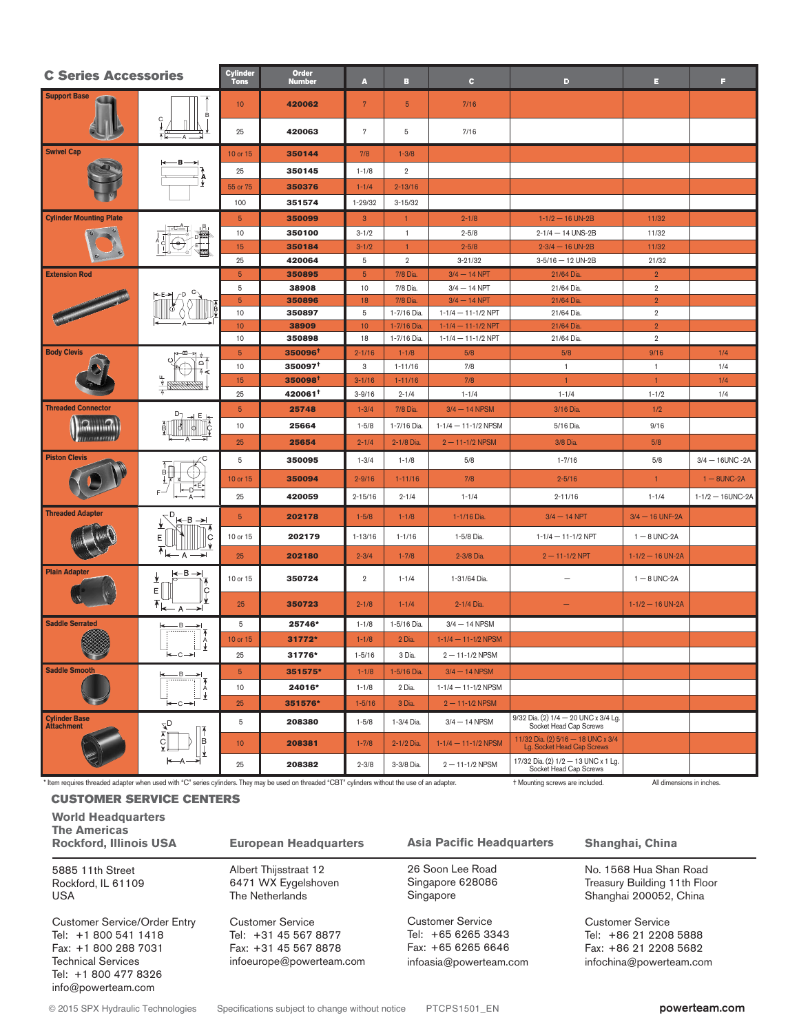## C Series Accessories

| Accessory | Cylinder Tons | Order Number | A | B | C | D | E | F |
|---|---|---|---|---|---|---|---|---|
| Support Base | 10 | 420062 | 7 | 5 | 7/16 | | | |
| | 25 | 420063 | 7 | 5 | 7/16 | | | |
| Swivel Cap | 10 or 15 | 350144 | 7/8 | 1-3/8 | | | | |
| | 25 | 350145 | 1-1/8 | 2 | | | | |
| | 55 or 75 | 350376 | 1-1/4 | 2-13/16 | | | | |
| | 100 | 351574 | 1-29/32 | 3-15/32 | | | | |
| Cylinder Mounting Plate | 5 | 350099 | 3 | 1 | 2-1/8 | 1-1/2 — 16 UN-2B | 11/32 | |
| | 10 | 350100 | 3-1/2 | 1 | 2-5/8 | 2-1/4 — 14 UNS-2B | 11/32 | |
| | 15 | 350184 | 3-1/2 | 1 | 2-5/8 | 2-3/4 — 16 UN-2B | 11/32 | |
| | 25 | 420064 | 5 | 2 | 3-21/32 | 3-5/16 — 12 UN-2B | 21/32 | |
| Extension Rod | 5 | 350895 | 5 | 7/8 Dia. | 3/4 — 14 NPT | 21/64 Dia. | 2 | |
| | 5 | 38908 | 10 | 7/8 Dia. | 3/4 — 14 NPT | 21/64 Dia. | 2 | |
| | 5 | 350896 | 18 | 7/8 Dia. | 3/4 — 14 NPT | 21/64 Dia. | 2 | |
| | 10 | 350897 | 5 | 1-7/16 Dia. | 1-1/4 — 11-1/2 NPT | 21/64 Dia. | 2 | |
| | 10 | 38909 | 10 | 1-7/16 Dia. | 1-1/4 — 11-1/2 NPT | 21/64 Dia. | 2 | |
| | 10 | 350898 | 18 | 1-7/16 Dia. | 1-1/4 — 11-1/2 NPT | 21/64 Dia. | 2 | |
| Body Clevis | 5 | 350096† | 2-1/16 | 1-1/8 | 5/8 | 5/8 | 9/16 | 1/4 |
| | 10 | 350097† | 3 | 1-11/16 | 7/8 | 1 | 1 | 1/4 |
| | 15 | 350098† | 3-1/16 | 1-11/16 | 7/8 | 1 | 1 | 1/4 |
| | 25 | 420061† | 3-9/16 | 2-1/4 | 1-1/4 | 1-1/4 | 1-1/2 | 1/4 |
| Threaded Connector | 5 | 25748 | 1-3/4 | 7/8 Dia. | 3/4 — 14 NPSM | 3/16 Dia. | 1/2 | |
| | 10 | 25664 | 1-5/8 | 1-7/16 Dia. | 1-1/4 — 11-1/2 NPSM | 5/16 Dia. | 9/16 | |
| | 25 | 25654 | 2-1/4 | 2-1/8 Dia. | 2 — 11-1/2 NPSM | 3/8 Dia. | 5/8 | |
| Piston Clevis | 5 | 350095 | 1-3/4 | 1-1/8 | 5/8 | 1-7/16 | 5/8 | 3/4 — 16UNC -2A |
| | 10 or 15 | 350094 | 2-9/16 | 1-11/16 | 7/8 | 2-5/16 | 1 | 1 — 8UNC-2A |
| | 25 | 420059 | 2-15/16 | 2-1/4 | 1-1/4 | 2-11/16 | 1-1/4 | 1-1/2 — 16UNC-2A |
| Threaded Adapter | 5 | 202178 | 1-5/8 | 1-1/8 | 1-1/16 Dia. | 3/4 — 14 NPT | 3/4 — 16 UNF-2A | |
| | 10 or 15 | 202179 | 1-13/16 | 1-1/16 | 1-5/8 Dia. | 1-1/4 — 11-1/2 NPT | 1 — 8 UNC-2A | |
| | 25 | 202180 | 2-3/4 | 1-7/8 | 2-3/8 Dia. | 2 — 11-1/2 NPT | 1-1/2 — 16 UN-2A | |
| Plain Adapter | 10 or 15 | 350724 | 2 | 1-1/4 | 1-31/64 Dia. | — | 1 — 8 UNC-2A | |
| | 25 | 350723 | 2-1/8 | 1-1/4 | 2-1/4 Dia. | — | 1-1/2 — 16 UN-2A | |
| Saddle Serrated | 5 | 25746* | 1-1/8 | 1-5/16 Dia. | 3/4 — 14 NPSM | | | |
| | 10 or 15 | 31772* | 1-1/8 | 2 Dia. | 1-1/4 — 11-1/2 NPSM | | | |
| | 25 | 31776* | 1-5/16 | 3 Dia. | 2 — 11-1/2 NPSM | | | |
| Saddle Smooth | 5 | 351575* | 1-1/8 | 1-5/16 Dia. | 3/4 — 14 NPSM | | | |
| | 10 | 24016* | 1-1/8 | 2 Dia. | 1-1/4 — 11-1/2 NPSM | | | |
| | 25 | 351576* | 1-5/16 | 3 Dia. | 2 — 11-1/2 NPSM | | | |
| Cylinder Base Attachment | 5 | 208380 | 1-5/8 | 1-3/4 Dia. | 3/4 — 14 NPSM | 9/32 Dia. (2) 1/4 — 20 UNC x 3/4 Lg. Socket Head Cap Screws | | |
| | 10 | 208381 | 1-7/8 | 2-1/2 Dia. | 1-1/4 — 11-1/2 NPSM | 11/32 Dia. (2) 5/16 — 18 UNC x 3/4 Lg. Socket Head Cap Screws | | |
| | 25 | 208382 | 2-3/8 | 3-3/8 Dia. | 2 — 11-1/2 NPSM | 17/32 Dia. (2) 1/2 — 13 UNC x 1 Lg. Socket Head Cap Screws | | |

\* Item requires threaded adapter when used with "C" series cylinders. They may be used on threaded "CBT" cylinders without the use of an adapter.

† Mounting screws are included.

All dimensions in inches.

## CUSTOMER SERVICE CENTERS

**World Headquarters**
**The Americas**
**Rockford, Illinois USA**

5885 11th Street
Rockford, IL 61109
USA

Customer Service/Order Entry
Tel: +1 800 541 1418
Fax: +1 800 288 7031
Technical Services
Tel: +1 800 477 8326
info@powerteam.com

**European Headquarters**

Albert Thijsstraat 12
6471 WX Eygelshoven
The Netherlands

Customer Service
Tel: +31 45 567 8877
Fax: +31 45 567 8878
infoeurope@powerteam.com

**Asia Pacific Headquarters**

26 Soon Lee Road
Singapore 628086
Singapore

Customer Service
Tel: +65 6265 3343
Fax: +65 6265 6646
infoasia@powerteam.com

**Shanghai, China**

No. 1568 Hua Shan Road
Treasury Building 11th Floor
Shanghai 200052, China

Customer Service
Tel: +86 21 2208 5888
Fax: +86 21 2208 5682
infochina@powerteam.com

© 2015 SPX Hydraulic Technologies    Specifications subject to change without notice    PTCPS1501_EN    **powerteam.com**